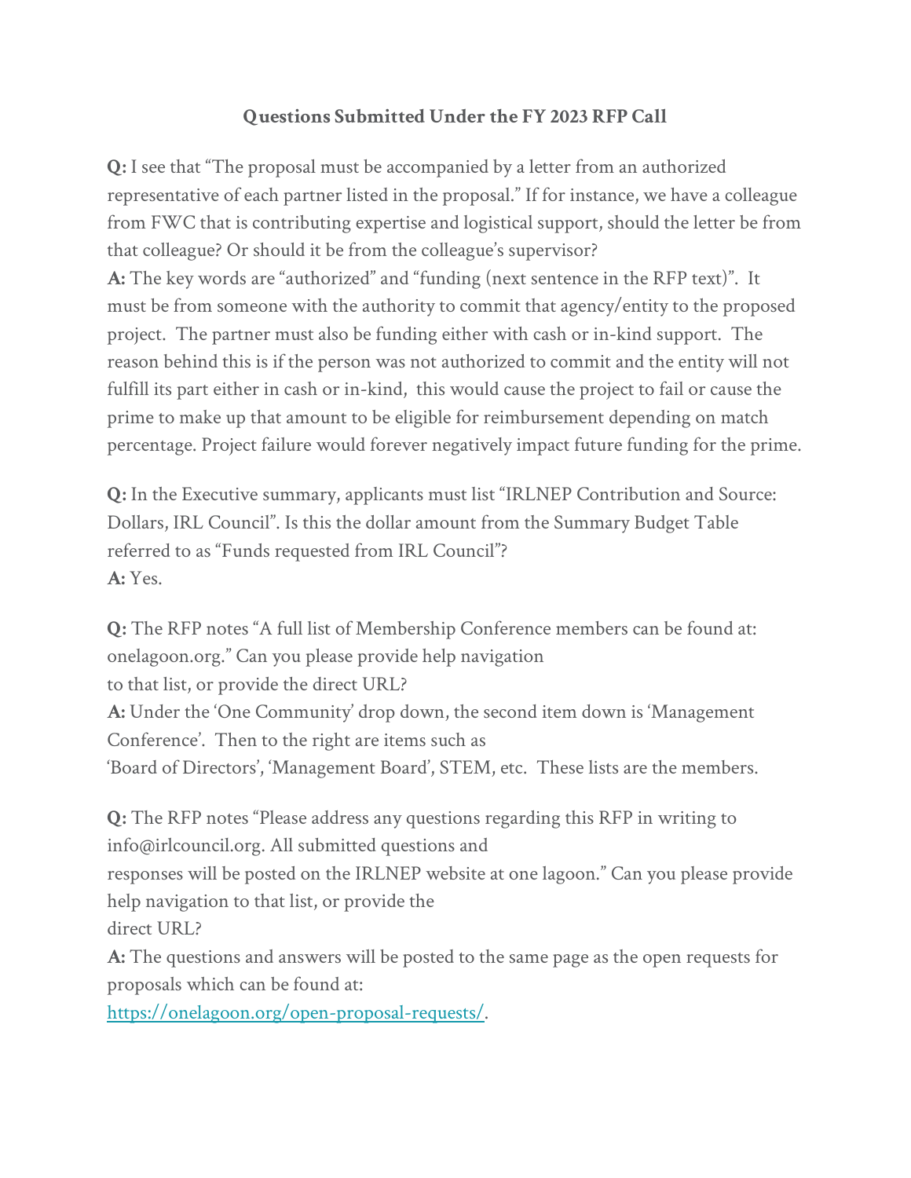**Questions Submitted Under the FY 2023 RFP Call**

**Q:** I see that "The proposal must be accompanied by a letter from an authorized representative of each partner listed in the proposal." If for instance, we have a colleague from FWC that is contributing expertise and logistical support, should the letter be from that colleague? Or should it be from the colleague's supervisor?

**A:** The key words are "authorized" and "funding (next sentence in the RFP text)". It must be from someone with the authority to commit that agency/entity to the proposed project. The partner must also be funding either with cash or in-kind support. The reason behind this is if the person was not authorized to commit and the entity will not fulfill its part either in cash or in-kind, this would cause the project to fail or cause the prime to make up that amount to be eligible for reimbursement depending on match percentage. Project failure would forever negatively impact future funding for the prime.

**Q:** In the Executive summary, applicants must list "IRLNEP Contribution and Source: Dollars, IRL Council". Is this the dollar amount from the Summary Budget Table referred to as "Funds requested from IRL Council"?

**A:** Yes.

**Q:** The RFP notes "A full list of Membership Conference members can be found at: onelagoon.org." Can you please provide help navigation to that list, or provide the direct URL?

**A:** Under the 'One Community' drop down, the second item down is 'Management Conference'. Then to the right are items such as 'Board of Directors', 'Management Board', STEM, etc. These lists are the members.

**Q:** The RFP notes "Please address any questions regarding this RFP in writing to info@irlcouncil.org. All submitted questions and responses will be posted on the IRLNEP website at one lagoon." Can you please provide help navigation to that list, or provide the direct URL?

**A:** The questions and answers will be posted to the same page as the open requests for proposals which can be found at: [https://onelagoon.org/open-proposal-requests/](https://onelagoon.org/open-proposal-requests/).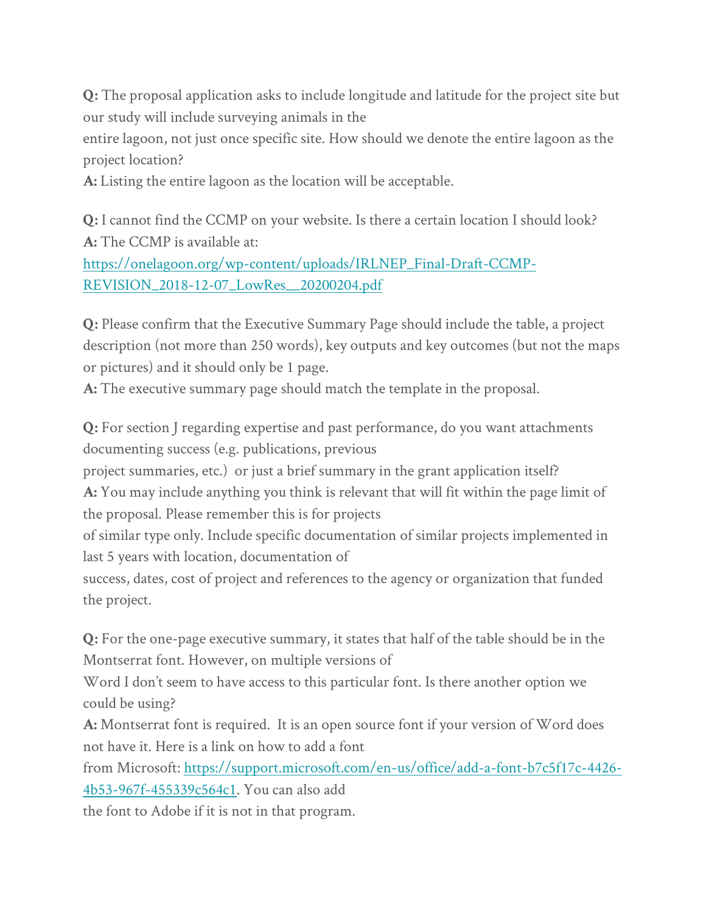**Q:** The proposal application asks to include longitude and latitude for the project site but our study will include surveying animals in the entire lagoon, not just once specific site. How should we denote the entire lagoon as the project location?
**A:** Listing the entire lagoon as the location will be acceptable.

**Q:** I cannot find the CCMP on your website. Is there a certain location I should look?
**A:** The CCMP is available at:
[https://onelagoon.org/wp-content/uploads/IRLNEP_Final-Draft-CCMP-REVISION_2018-12-07_LowRes__20200204.pdf](https://onelagoon.org/wp-content/uploads/IRLNEP_Final-Draft-CCMP-REVISION_2018-12-07_LowRes__20200204.pdf)

**Q:** Please confirm that the Executive Summary Page should include the table, a project description (not more than 250 words), key outputs and key outcomes (but not the maps or pictures) and it should only be 1 page.
**A:** The executive summary page should match the template in the proposal.

**Q:** For section J regarding expertise and past performance, do you want attachments documenting success (e.g. publications, previous project summaries, etc.) or just a brief summary in the grant application itself?
**A:** You may include anything you think is relevant that will fit within the page limit of the proposal. Please remember this is for projects of similar type only. Include specific documentation of similar projects implemented in last 5 years with location, documentation of success, dates, cost of project and references to the agency or organization that funded the project.

**Q:** For the one-page executive summary, it states that half of the table should be in the Montserrat font. However, on multiple versions of Word I don't seem to have access to this particular font. Is there another option we could be using?
**A:** Montserrat font is required. It is an open source font if your version of Word does not have it. Here is a link on how to add a font from Microsoft: [https://support.microsoft.com/en-us/office/add-a-font-b7c5f17c-4426-4b53-967f-455339c564c1](https://support.microsoft.com/en-us/office/add-a-font-b7c5f17c-4426-4b53-967f-455339c564c1). You can also add the font to Adobe if it is not in that program.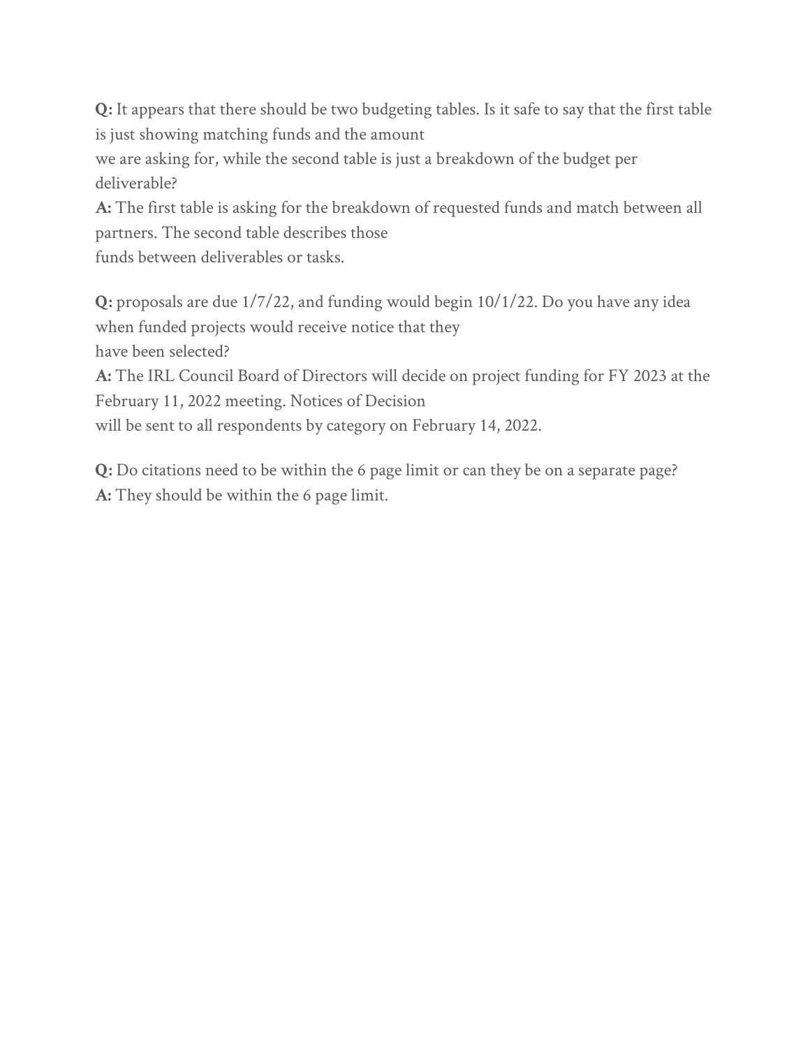**Q:** It appears that there should be two budgeting tables. Is it safe to say that the first table is just showing matching funds and the amount we are asking for, while the second table is just a breakdown of the budget per deliverable?

**A:** The first table is asking for the breakdown of requested funds and match between all partners. The second table describes those funds between deliverables or tasks.

**Q:** proposals are due 1/7/22, and funding would begin 10/1/22. Do you have any idea when funded projects would receive notice that they have been selected?

**A:** The IRL Council Board of Directors will decide on project funding for FY 2023 at the February 11, 2022 meeting. Notices of Decision will be sent to all respondents by category on February 14, 2022.

**Q:** Do citations need to be within the 6 page limit or can they be on a separate page?

**A:** They should be within the 6 page limit.